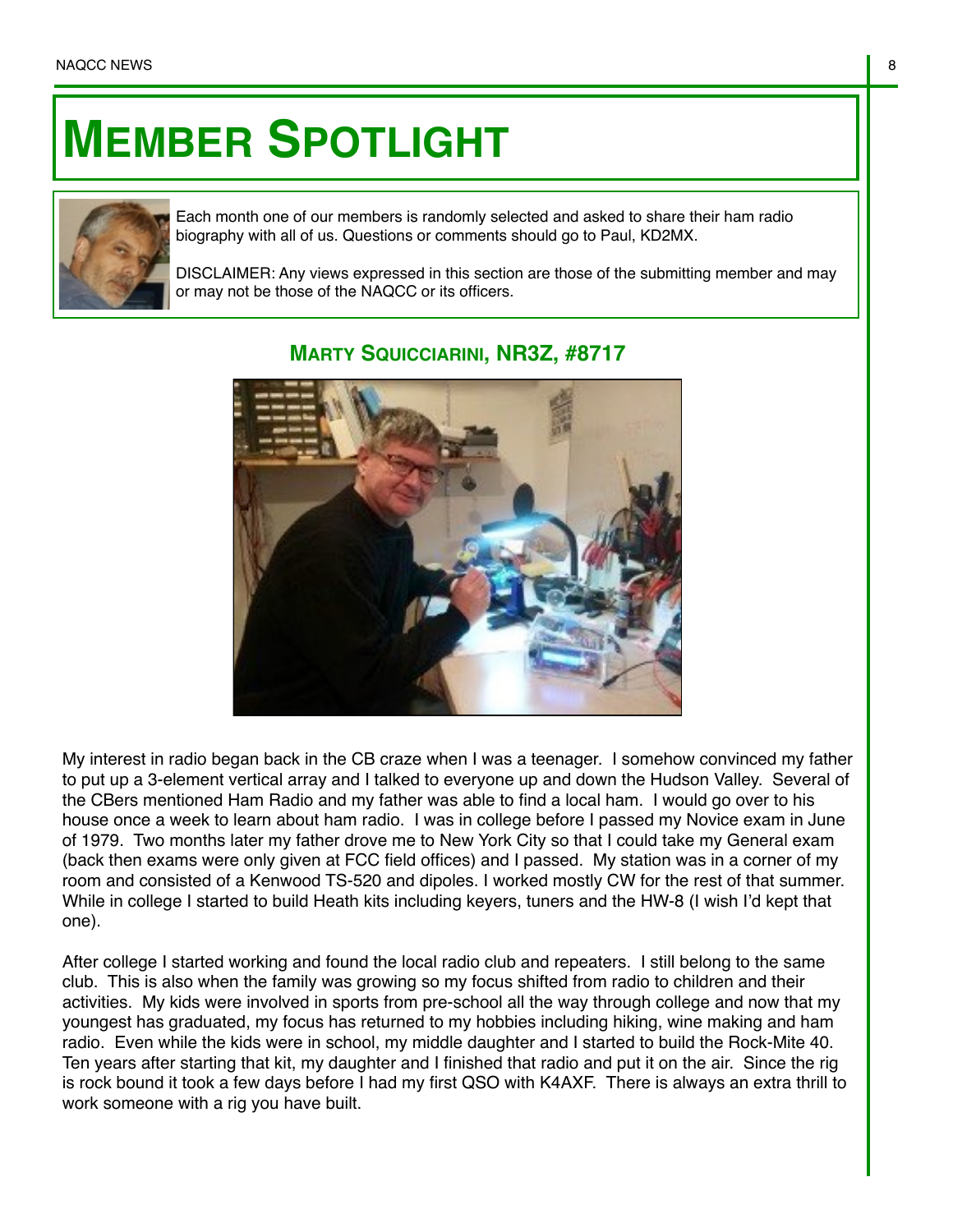# Member Spotlight

Each month one of our members is randomly selected and asked to share their ham radio biography with all of us. Questions or comments should go to Paul, KD2MX.

DISCLAIMER: Any views expressed in this section are those of the submitting member and may or may not be those of the NAQCC or its officers.

## Marty Squicciarini, NR3Z, #8717

My interest in radio began back in the CB craze when I was a teenager. I somehow convinced my father to put up a 3-element vertical array and I talked to everyone up and down the Hudson Valley. Several of the CBers mentioned Ham Radio and my father was able to find a local ham. I would go over to his house once a week to learn about ham radio. I was in college before I passed my Novice exam in June of 1979. Two months later my father drove me to New York City so that I could take my General exam (back then exams were only given at FCC field offices) and I passed. My station was in a corner of my room and consisted of a Kenwood TS-520 and dipoles. I worked mostly CW for the rest of that summer. While in college I started to build Heath kits including keyers, tuners and the HW-8 (I wish I'd kept that one).

After college I started working and found the local radio club and repeaters. I still belong to the same club. This is also when the family was growing so my focus shifted from radio to children and their activities. My kids were involved in sports from pre-school all the way through college and now that my youngest has graduated, my focus has returned to my hobbies including hiking, wine making and ham radio. Even while the kids were in school, my middle daughter and I started to build the Rock-Mite 40. Ten years after starting that kit, my daughter and I finished that radio and put it on the air. Since the rig is rock bound it took a few days before I had my first QSO with K4AXF. There is always an extra thrill to work someone with a rig you have built.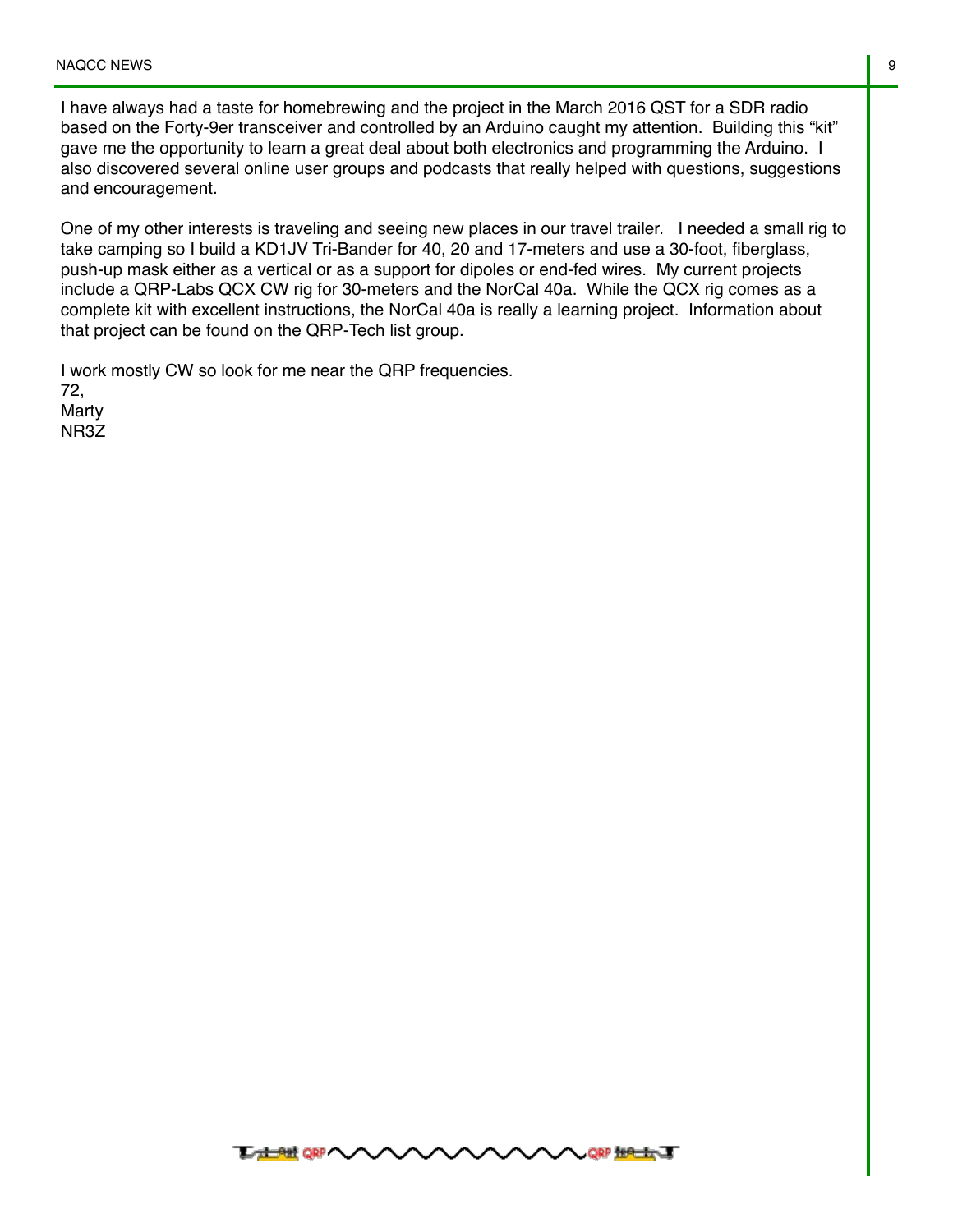I have always had a taste for homebrewing and the project in the March 2016 QST for a SDR radio based on the Forty-9er transceiver and controlled by an Arduino caught my attention. Building this “kit” gave me the opportunity to learn a great deal about both electronics and programming the Arduino. I also discovered several online user groups and podcasts that really helped with questions, suggestions and encouragement.

One of my other interests is traveling and seeing new places in our travel trailer. I needed a small rig to take camping so I build a KD1JV Tri-Bander for 40, 20 and 17-meters and use a 30-foot, fiberglass, push-up mask either as a vertical or as a support for dipoles or end-fed wires. My current projects include a QRP-Labs QCX CW rig for 30-meters and the NorCal 40a. While the QCX rig comes as a complete kit with excellent instructions, the NorCal 40a is really a learning project. Information about that project can be found on the QRP-Tech list group.

I work mostly CW so look for me near the QRP frequencies.
72,
Marty
NR3Z